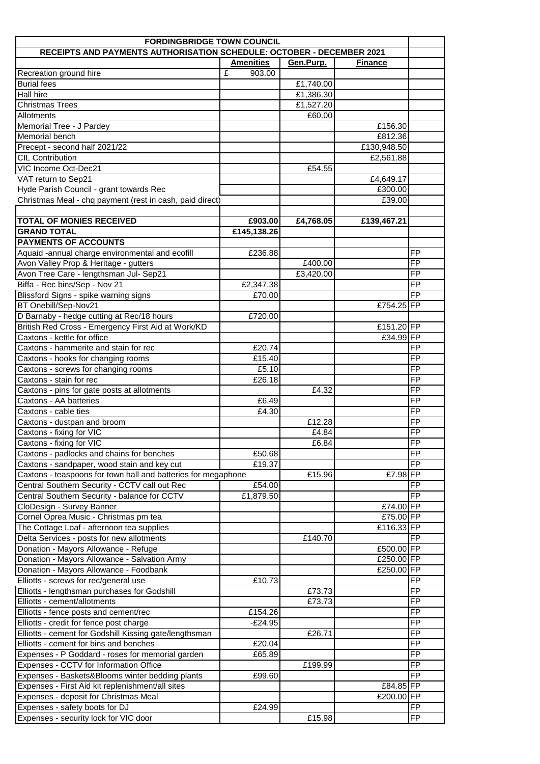| FORDINGBRIDGE TOWN COUNCIL | | | | |
|---|---|---|---|---|
| RECEIPTS AND PAYMENTS AUTHORISATION SCHEDULE: OCTOBER - DECEMBER 2021 | | | | |
| | **Amenities** | **Gen.Purp.** | **Finance** | |
| Recreation ground hire | £ 903.00 | | | |
| Burial fees | | £1,740.00 | | |
| Hall hire | | £1,386.30 | | |
| Christmas Trees | | £1,527.20 | | |
| Allotments | | £60.00 | | |
| Memorial Tree - J Pardey | | | £156.30 | |
| Memorial bench | | | £812.36 | |
| Precept - second half 2021/22 | | | £130,948.50 | |
| CIL Contribution | | | £2,561.88 | |
| VIC Income Oct-Dec21 | | £54.55 | | |
| VAT return to Sep21 | | | £4,649.17 | |
| Hyde Parish Council - grant towards Rec | | | £300.00 | |
| Christmas Meal - chq payment (rest in cash, paid direct) | | | £39.00 | |
| | | | | |
| **TOTAL OF MONIES RECEIVED** | **£903.00** | **£4,768.05** | **£139,467.21** | |
| **GRAND TOTAL** | **£145,138.26** | | | |
| **PAYMENTS OF ACCOUNTS** | | | | |
| Aquaid -annual charge environmental and ecofill | £236.88 | | | FP |
| Avon Valley Prop & Heritage - gutters | | £400.00 | | FP |
| Avon Tree Care - lengthsman Jul- Sep21 | | £3,420.00 | | FP |
| Biffa - Rec bins/Sep - Nov 21 | £2,347.38 | | | FP |
| Blissford Signs - spike warning signs | £70.00 | | | FP |
| BT Onebill/Sep-Nov21 | | | £754.25 | FP |
| D Barnaby - hedge cutting at Rec/18 hours | £720.00 | | | |
| British Red Cross - Emergency First Aid at Work/KD | | | £151.20 | FP |
| Caxtons - kettle for office | | | £34.99 | FP |
| Caxtons - hammerite and stain for rec | £20.74 | | | FP |
| Caxtons - hooks for changing rooms | £15.40 | | | FP |
| Caxtons - screws for changing rooms | £5.10 | | | FP |
| Caxtons - stain for rec | £26.18 | | | FP |
| Caxtons - pins for gate posts at allotments | | £4.32 | | FP |
| Caxtons - AA batteries | £6.49 | | | FP |
| Caxtons - cable ties | £4.30 | | | FP |
| Caxtons - dustpan and broom | | £12.28 | | FP |
| Caxtons - fixing for VIC | | £4.84 | | FP |
| Caxtons - fixing for VIC | | £6.84 | | FP |
| Caxtons - padlocks and chains for benches | £50.68 | | | FP |
| Caxtons - sandpaper, wood stain and key cut | £19.37 | | | FP |
| Caxtons - teaspoons for town hall and batteries for megaphone | | £15.96 | £7.98 | FP |
| Central Southern Security - CCTV call out Rec | £54.00 | | | FP |
| Central Southern Security - balance for CCTV | £1,879.50 | | | FP |
| CloDesign - Survey Banner | | | £74.00 | FP |
| Cornel Oprea Music - Christmas pm tea | | | £75.00 | FP |
| The Cottage Loaf - afternoon tea supplies | | | £116.33 | FP |
| Delta Services - posts for new allotments | | £140.70 | | FP |
| Donation - Mayors Allowance - Refuge | | | £500.00 | FP |
| Donation - Mayors Allowance - Salvation Army | | | £250.00 | FP |
| Donation - Mayors Allowance - Foodbank | | | £250.00 | FP |
| Elliotts - screws for rec/general use | £10.73 | | | FP |
| Elliotts - lengthsman purchases for Godshill | | £73.73 | | FP |
| Elliotts - cement/allotments | | £73.73 | | FP |
| Elliotts - fence posts and cement/rec | £154.26 | | | FP |
| Elliotts - credit for fence post charge | -£24.95 | | | FP |
| Elliotts - cement for Godshill Kissing gate/lengthsman | | £26.71 | | FP |
| Elliotts - cement for bins and benches | £20.04 | | | FP |
| Expenses - P Goddard - roses for memorial garden | £65.89 | | | FP |
| Expenses - CCTV for Information Office | | £199.99 | | FP |
| Expenses - Baskets&Blooms winter bedding plants | £99.60 | | | FP |
| Expenses - First Aid kit replenishment/all sites | | | £84.85 | FP |
| Expenses - deposit for Christmas Meal | | | £200.00 | FP |
| Expenses - safety boots for DJ | £24.99 | | | FP |
| Expenses - security lock for VIC door | | £15.98 | | FP |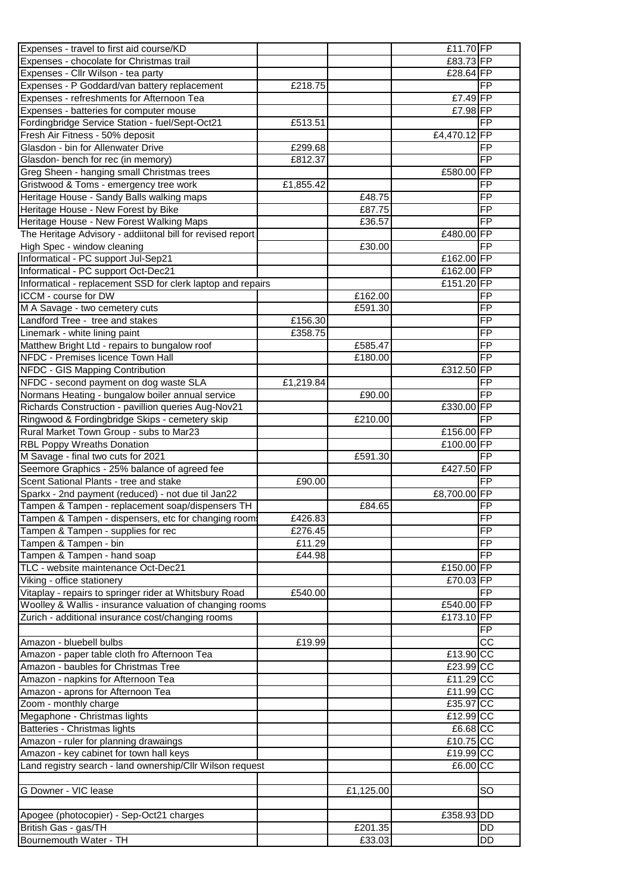| | | | | |
|---|---|---|---|---|
| Expenses - travel to first aid course/KD | | | £11.70 | FP |
| Expenses - chocolate for Christmas trail | | | £83.73 | FP |
| Expenses - Cllr Wilson - tea party | | | £28.64 | FP |
| Expenses - P Goddard/van battery replacement | £218.75 | | | FP |
| Expenses - refreshments for Afternoon Tea | | | £7.49 | FP |
| Expenses - batteries for computer mouse | | | £7.98 | FP |
| Fordingbridge Service Station - fuel/Sept-Oct21 | £513.51 | | | FP |
| Fresh Air Fitness - 50% deposit | | | £4,470.12 | FP |
| Glasdon - bin for Allenwater Drive | £299.68 | | | FP |
| Glasdon- bench for rec (in memory) | £812.37 | | | FP |
| Greg Sheen - hanging small Christmas trees | | | £580.00 | FP |
| Gristwood & Toms - emergency tree work | £1,855.42 | | | FP |
| Heritage House - Sandy Balls walking maps | | £48.75 | | FP |
| Heritage House - New Forest by Bike | | £87.75 | | FP |
| Heritage House - New Forest Walking Maps | | £36.57 | | FP |
| The Heritage Advisory - addiitonal bill for revised report | | | £480.00 | FP |
| High Spec - window cleaning | | £30.00 | | FP |
| Informatical - PC support Jul-Sep21 | | | £162.00 | FP |
| Informatical - PC support Oct-Dec21 | | | £162.00 | FP |
| Informatical - replacement SSD for clerk laptop and repairs | | | £151.20 | FP |
| ICCM - course for DW | | £162.00 | | FP |
| M A Savage - two cemetery cuts | | £591.30 | | FP |
| Landford Tree - tree and stakes | £156.30 | | | FP |
| Linemark - white lining paint | £358.75 | | | FP |
| Matthew Bright Ltd - repairs to bungalow roof | | £585.47 | | FP |
| NFDC - Premises licence Town Hall | | £180.00 | | FP |
| NFDC - GIS Mapping Contribution | | | £312.50 | FP |
| NFDC - second payment on dog waste SLA | £1,219.84 | | | FP |
| Normans Heating - bungalow boiler annual service | | £90.00 | | FP |
| Richards Construction - pavillion queries Aug-Nov21 | | | £330.00 | FP |
| Ringwood & Fordingbridge Skips - cemetery skip | | £210.00 | | FP |
| Rural Market Town Group - subs to Mar23 | | | £156.00 | FP |
| RBL Poppy Wreaths Donation | | | £100.00 | FP |
| M Savage - final two cuts for 2021 | | £591.30 | | FP |
| Seemore Graphics - 25% balance of agreed fee | | | £427.50 | FP |
| Scent Sational Plants - tree and stake | £90.00 | | | FP |
| Sparkx - 2nd payment (reduced) - not due til Jan22 | | | £8,700.00 | FP |
| Tampen & Tampen - replacement soap/dispensers TH | | £84.65 | | FP |
| Tampen & Tampen - dispensers, etc for changing room | £426.83 | | | FP |
| Tampen & Tampen - supplies for rec | £276.45 | | | FP |
| Tampen & Tampen - bin | £11.29 | | | FP |
| Tampen & Tampen - hand soap | £44.98 | | | FP |
| TLC - website maintenance Oct-Dec21 | | | £150.00 | FP |
| Viking - office stationery | | | £70.03 | FP |
| Vitaplay - repairs to springer rider at Whitsbury Road | £540.00 | | | FP |
| Woolley & Wallis - insurance valuation of changing rooms | | | £540.00 | FP |
| Zurich - additional insurance cost/changing rooms | | | £173.10 | FP |
| | | | | FP |
| Amazon - bluebell bulbs | £19.99 | | | CC |
| Amazon - paper table cloth fro Afternoon Tea | | | £13.90 | CC |
| Amazon - baubles for Christmas Tree | | | £23.99 | CC |
| Amazon - napkins for Afternoon Tea | | | £11.29 | CC |
| Amazon - aprons for Afternoon Tea | | | £11.99 | CC |
| Zoom - monthly charge | | | £35.97 | CC |
| Megaphone - Christmas lights | | | £12.99 | CC |
| Batteries - Christmas lights | | | £6.68 | CC |
| Amazon - ruler for planning drawaings | | | £10.75 | CC |
| Amazon - key cabinet for town hall keys | | | £19.99 | CC |
| Land registry search - land ownership/Cllr Wilson request | | | £6.00 | CC |
| | | | | |
| G Downer - VIC lease | | £1,125.00 | | SO |
| | | | | |
| Apogee (photocopier) - Sep-Oct21 charges | | | £358.93 | DD |
| British Gas - gas/TH | | £201.35 | | DD |
| Bournemouth Water - TH | | £33.03 | | DD |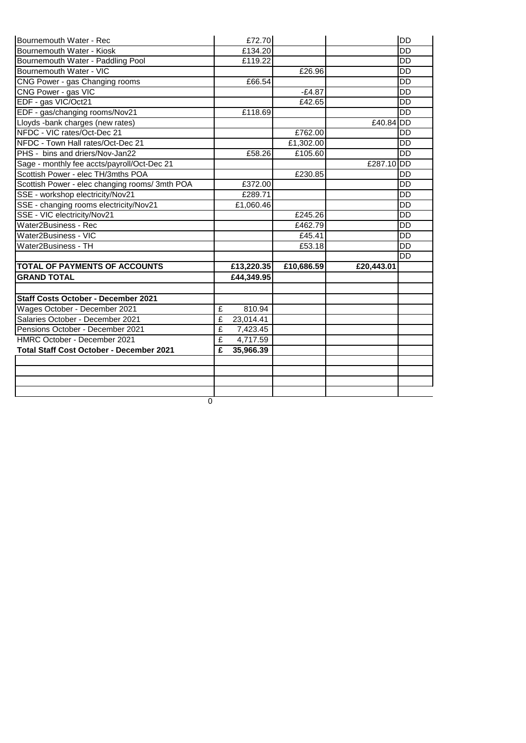| | | | | |
|---|---|---|---|---|
| Bournemouth Water - Rec | £72.70 | | | DD |
| Bournemouth Water - Kiosk | £134.20 | | | DD |
| Bournemouth Water - Paddling Pool | £119.22 | | | DD |
| Bournemouth Water - VIC | | £26.96 | | DD |
| CNG Power - gas Changing rooms | £66.54 | | | DD |
| CNG Power - gas VIC | | -£4.87 | | DD |
| EDF - gas VIC/Oct21 | | £42.65 | | DD |
| EDF - gas/changing rooms/Nov21 | £118.69 | | | DD |
| Lloyds -bank charges (new rates) | | | £40.84 | DD |
| NFDC - VIC rates/Oct-Dec 21 | | £762.00 | | DD |
| NFDC - Town Hall rates/Oct-Dec 21 | | £1,302.00 | | DD |
| PHS - bins and driers/Nov-Jan22 | £58.26 | £105.60 | | DD |
| Sage - monthly fee accts/payroll/Oct-Dec 21 | | | £287.10 | DD |
| Scottish Power - elec TH/3mths POA | | £230.85 | | DD |
| Scottish Power - elec changing rooms/ 3mth POA | £372.00 | | | DD |
| SSE - workshop electricity/Nov21 | £289.71 | | | DD |
| SSE - changing rooms electricity/Nov21 | £1,060.46 | | | DD |
| SSE - VIC electricity/Nov21 | | £245.26 | | DD |
| Water2Business - Rec | | £462.79 | | DD |
| Water2Business - VIC | | £45.41 | | DD |
| Water2Business - TH | | £53.18 | | DD |
| | | | | DD |
| **TOTAL OF PAYMENTS OF ACCOUNTS** | **£13,220.35** | **£10,686.59** | **£20,443.01** | |
| **GRAND TOTAL** | **£44,349.95** | | | |
| | | | | |
| **Staff Costs October - December 2021** | | | | |
| Wages October - December 2021 | £ 810.94 | | | |
| Salaries October - December 2021 | £ 23,014.41 | | | |
| Pensions October - December 2021 | £ 7,423.45 | | | |
| HMRC October - December 2021 | £ 4,717.59 | | | |
| **Total Staff Cost October - December 2021** | **£ 35,966.39** | | | |

0